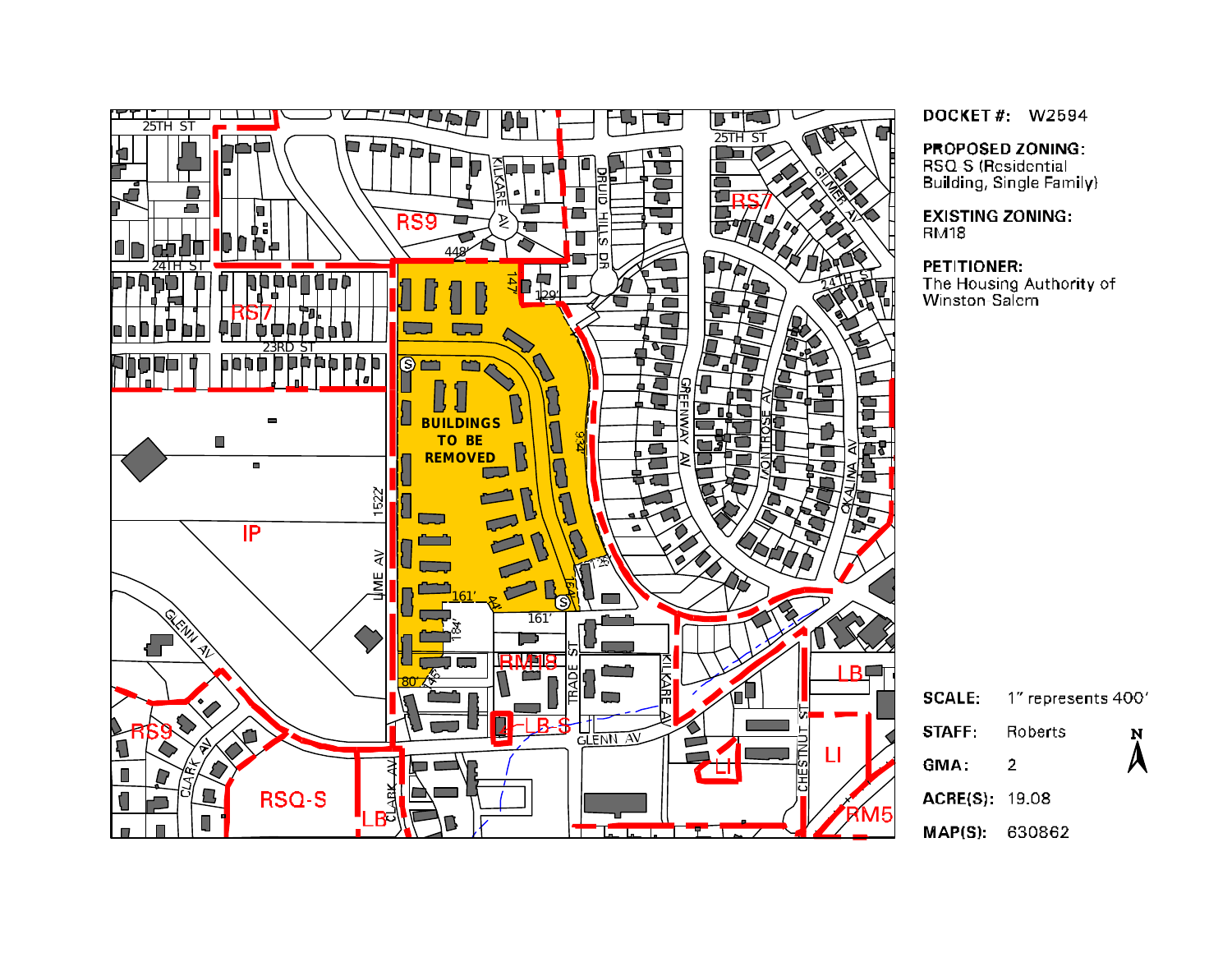DOCKET #: W2594

PROPOSED ZONING:
RSQ-S (Residential Building, Single Family)

EXISTING ZONING:
RM18

PETITIONER:
The Housing Authority of Winston Salem

| | |
|---|---|
| SCALE: | 1" represents 400' |
| STAFF: | Roberts |
| GMA: | 2 |
| ACRE(S): | 19.08 |
| MAP(S): | 630862 |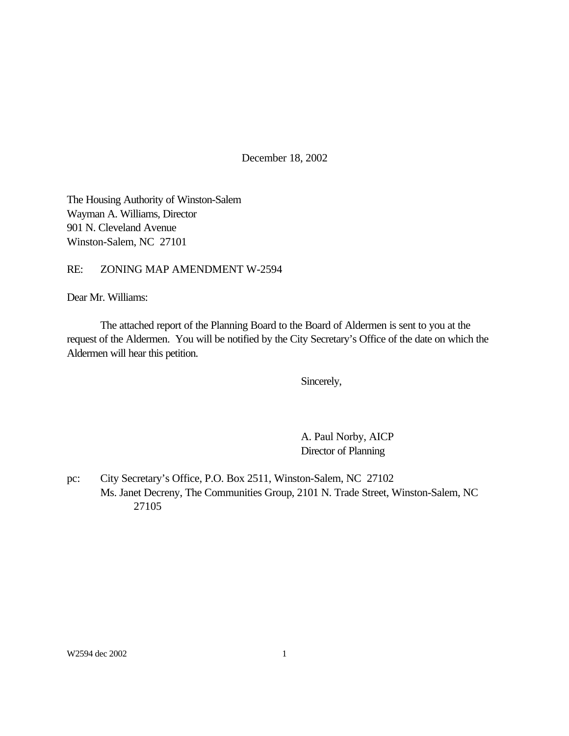December 18, 2002

The Housing Authority of Winston-Salem
Wayman A. Williams, Director
901 N. Cleveland Avenue
Winston-Salem, NC 27101

RE: ZONING MAP AMENDMENT W-2594

Dear Mr. Williams:

The attached report of the Planning Board to the Board of Aldermen is sent to you at the request of the Aldermen. You will be notified by the City Secretary's Office of the date on which the Aldermen will hear this petition.

Sincerely,

A. Paul Norby, AICP
Director of Planning

pc: City Secretary's Office, P.O. Box 2511, Winston-Salem, NC 27102
Ms. Janet Decreny, The Communities Group, 2101 N. Trade Street, Winston-Salem, NC 27105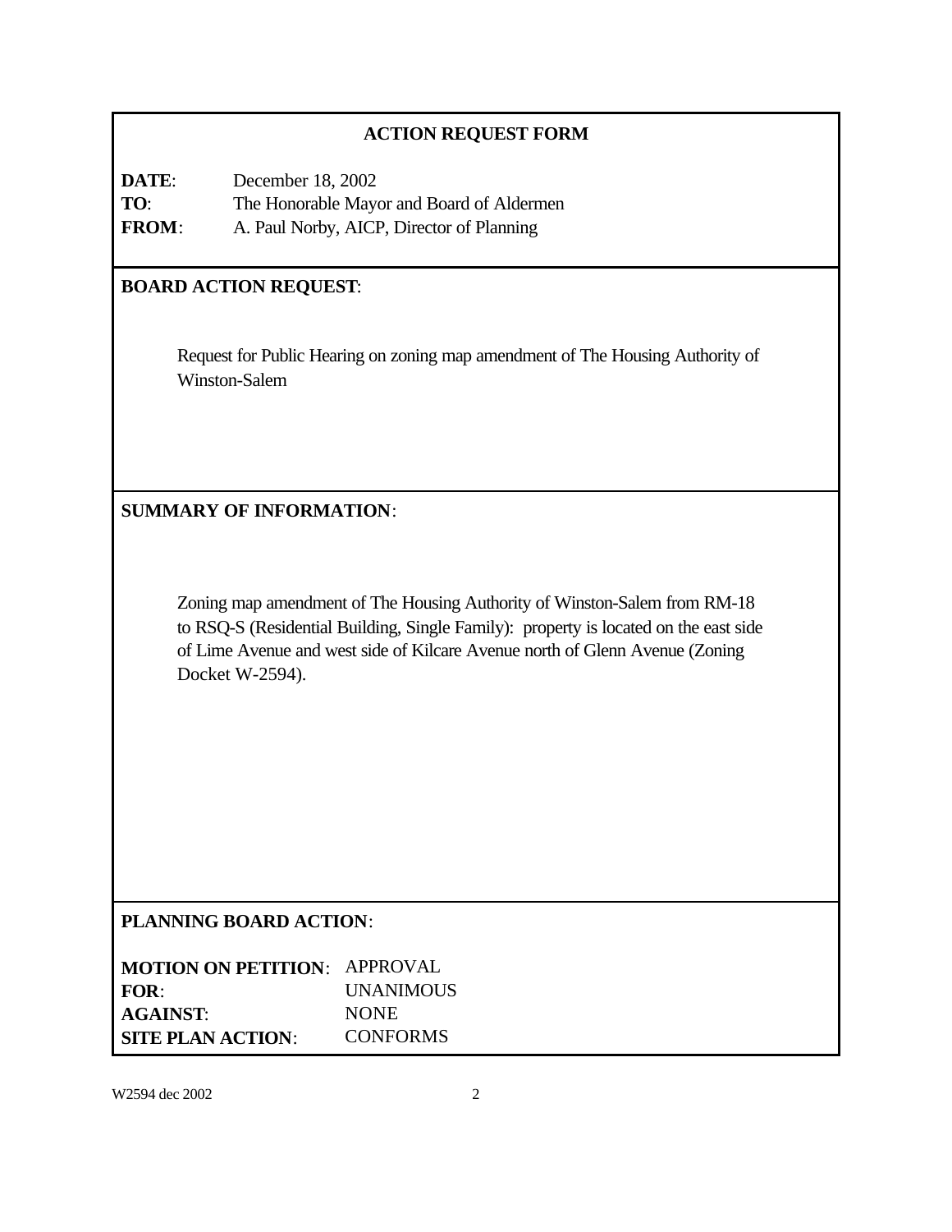## ACTION REQUEST FORM

**DATE**: December 18, 2002
**TO**: The Honorable Mayor and Board of Aldermen
**FROM**: A. Paul Norby, AICP, Director of Planning

**BOARD ACTION REQUEST**:

Request for Public Hearing on zoning map amendment of The Housing Authority of Winston-Salem

**SUMMARY OF INFORMATION**:

Zoning map amendment of The Housing Authority of Winston-Salem from RM-18 to RSQ-S (Residential Building, Single Family): property is located on the east side of Lime Avenue and west side of Kilcare Avenue north of Glenn Avenue (Zoning Docket W-2594).

**PLANNING BOARD ACTION**:

**MOTION ON PETITION**: APPROVAL
**FOR**: UNANIMOUS
**AGAINST**: NONE
**SITE PLAN ACTION**: CONFORMS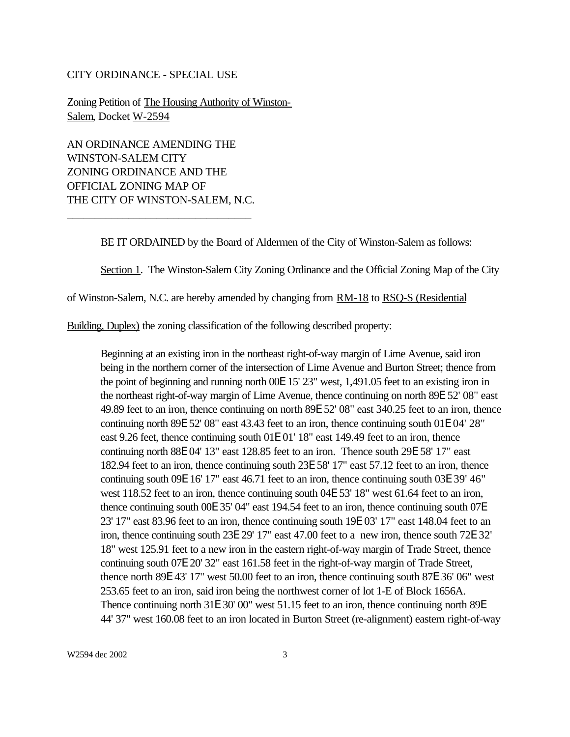CITY ORDINANCE - SPECIAL USE

Zoning Petition of The Housing Authority of Winston-Salem, Docket W-2594

AN ORDINANCE AMENDING THE WINSTON-SALEM CITY ZONING ORDINANCE AND THE OFFICIAL ZONING MAP OF THE CITY OF WINSTON-SALEM, N.C.

---

BE IT ORDAINED by the Board of Aldermen of the City of Winston-Salem as follows:

Section 1. The Winston-Salem City Zoning Ordinance and the Official Zoning Map of the City of Winston-Salem, N.C. are hereby amended by changing from RM-18 to RSQ-S (Residential Building, Duplex) the zoning classification of the following described property:

> Beginning at an existing iron in the northeast right-of-way margin of Lime Avenue, said iron being in the northern corner of the intersection of Lime Avenue and Burton Street; thence from the point of beginning and running north 00E 15' 23" west, 1,491.05 feet to an existing iron in the northeast right-of-way margin of Lime Avenue, thence continuing on north 89E 52' 08" east 49.89 feet to an iron, thence continuing on north 89E 52' 08" east 340.25 feet to an iron, thence continuing north 89E 52' 08" east 43.43 feet to an iron, thence continuing south 01E 04' 28" east 9.26 feet, thence continuing south 01E 01' 18" east 149.49 feet to an iron, thence continuing north 88E 04' 13" east 128.85 feet to an iron. Thence south 29E 58' 17" east 182.94 feet to an iron, thence continuing south 23E 58' 17" east 57.12 feet to an iron, thence continuing south 09E 16' 17" east 46.71 feet to an iron, thence continuing south 03E 39' 46" west 118.52 feet to an iron, thence continuing south 04E 53' 18" west 61.64 feet to an iron, thence continuing south 00E 35' 04" east 194.54 feet to an iron, thence continuing south 07E 23' 17" east 83.96 feet to an iron, thence continuing south 19E 03' 17" east 148.04 feet to an iron, thence continuing south 23E 29' 17" east 47.00 feet to a new iron, thence south 72E 32' 18" west 125.91 feet to a new iron in the eastern right-of-way margin of Trade Street, thence continuing south 07E 20' 32" east 161.58 feet in the right-of-way margin of Trade Street, thence north 89E 43' 17" west 50.00 feet to an iron, thence continuing south 87E 36' 06" west 253.65 feet to an iron, said iron being the northwest corner of lot 1-E of Block 1656A. Thence continuing north 31E 30' 00" west 51.15 feet to an iron, thence continuing north 89E 44' 37" west 160.08 feet to an iron located in Burton Street (re-alignment) eastern right-of-way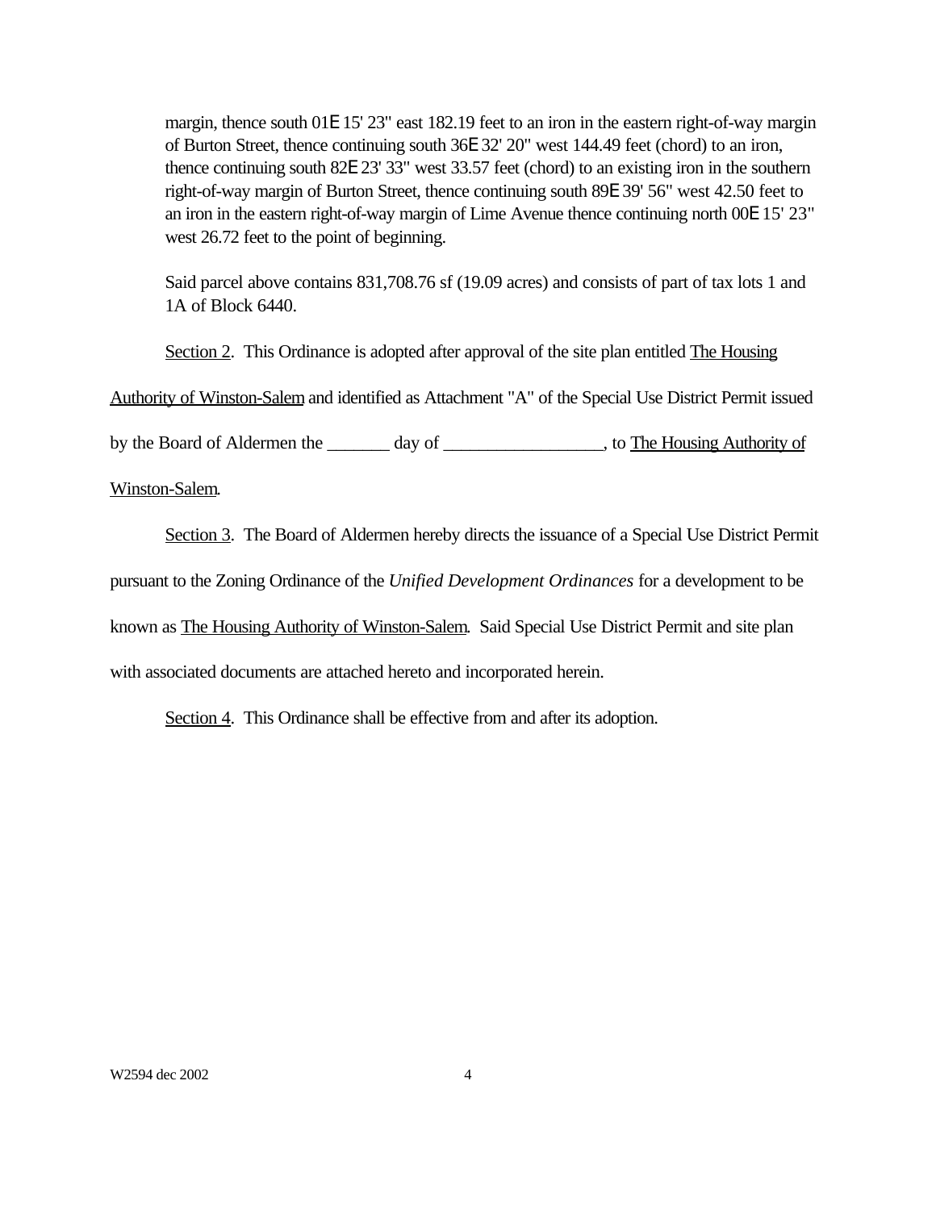margin, thence south 01E 15' 23" east 182.19 feet to an iron in the eastern right-of-way margin of Burton Street, thence continuing south 36E 32' 20" west 144.49 feet (chord) to an iron, thence continuing south 82E 23' 33" west 33.57 feet (chord) to an existing iron in the southern right-of-way margin of Burton Street, thence continuing south 89E 39' 56" west 42.50 feet to an iron in the eastern right-of-way margin of Lime Avenue thence continuing north 00E 15' 23" west 26.72 feet to the point of beginning.

Said parcel above contains 831,708.76 sf (19.09 acres) and consists of part of tax lots 1 and 1A of Block 6440.

Section 2. This Ordinance is adopted after approval of the site plan entitled The Housing Authority of Winston-Salem and identified as Attachment "A" of the Special Use District Permit issued by the Board of Aldermen the _______ day of __________________, to The Housing Authority of Winston-Salem.

Section 3. The Board of Aldermen hereby directs the issuance of a Special Use District Permit pursuant to the Zoning Ordinance of the *Unified Development Ordinances* for a development to be known as The Housing Authority of Winston-Salem. Said Special Use District Permit and site plan with associated documents are attached hereto and incorporated herein.

Section 4. This Ordinance shall be effective from and after its adoption.

W2594 dec 2002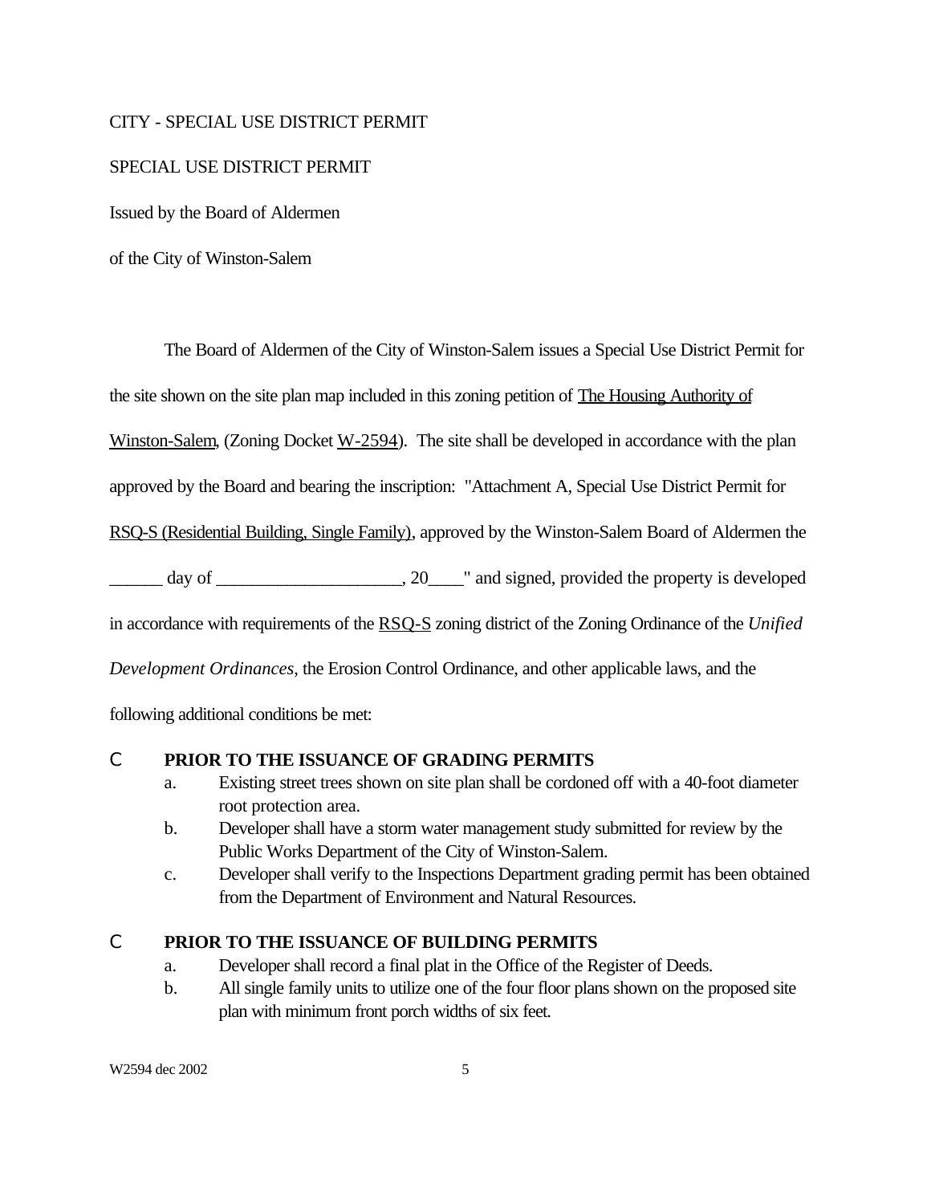CITY - SPECIAL USE DISTRICT PERMIT

SPECIAL USE DISTRICT PERMIT

Issued by the Board of Aldermen

of the City of Winston-Salem

The Board of Aldermen of the City of Winston-Salem issues a Special Use District Permit for the site shown on the site plan map included in this zoning petition of The Housing Authority of Winston-Salem, (Zoning Docket W-2594). The site shall be developed in accordance with the plan approved by the Board and bearing the inscription: "Attachment A, Special Use District Permit for RSQ-S (Residential Building, Single Family), approved by the Winston-Salem Board of Aldermen the ______ day of ____________________, 20____" and signed, provided the property is developed in accordance with requirements of the RSQ-S zoning district of the Zoning Ordinance of the *Unified Development Ordinances*, the Erosion Control Ordinance, and other applicable laws, and the following additional conditions be met:

- **PRIOR TO THE ISSUANCE OF GRADING PERMITS**
    - a. Existing street trees shown on site plan shall be cordoned off with a 40-foot diameter root protection area.
    - b. Developer shall have a storm water management study submitted for review by the Public Works Department of the City of Winston-Salem.
    - c. Developer shall verify to the Inspections Department grading permit has been obtained from the Department of Environment and Natural Resources.

- **PRIOR TO THE ISSUANCE OF BUILDING PERMITS**
    - a. Developer shall record a final plat in the Office of the Register of Deeds.
    - b. All single family units to utilize one of the four floor plans shown on the proposed site plan with minimum front porch widths of six feet.

W2594 dec 2002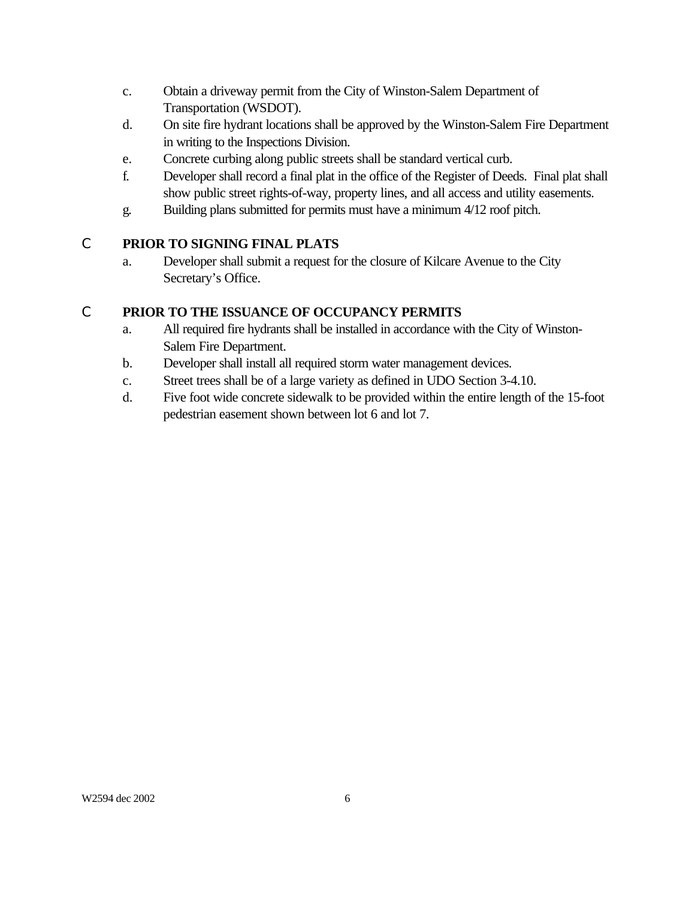c. Obtain a driveway permit from the City of Winston-Salem Department of Transportation (WSDOT).

d. On site fire hydrant locations shall be approved by the Winston-Salem Fire Department in writing to the Inspections Division.

e. Concrete curbing along public streets shall be standard vertical curb.

f. Developer shall record a final plat in the office of the Register of Deeds. Final plat shall show public street rights-of-way, property lines, and all access and utility easements.

g. Building plans submitted for permits must have a minimum 4/12 roof pitch.

- **PRIOR TO SIGNING FINAL PLATS**

  a. Developer shall submit a request for the closure of Kilcare Avenue to the City Secretary's Office.

- **PRIOR TO THE ISSUANCE OF OCCUPANCY PERMITS**

  a. All required fire hydrants shall be installed in accordance with the City of Winston-Salem Fire Department.

  b. Developer shall install all required storm water management devices.

  c. Street trees shall be of a large variety as defined in UDO Section 3-4.10.

  d. Five foot wide concrete sidewalk to be provided within the entire length of the 15-foot pedestrian easement shown between lot 6 and lot 7.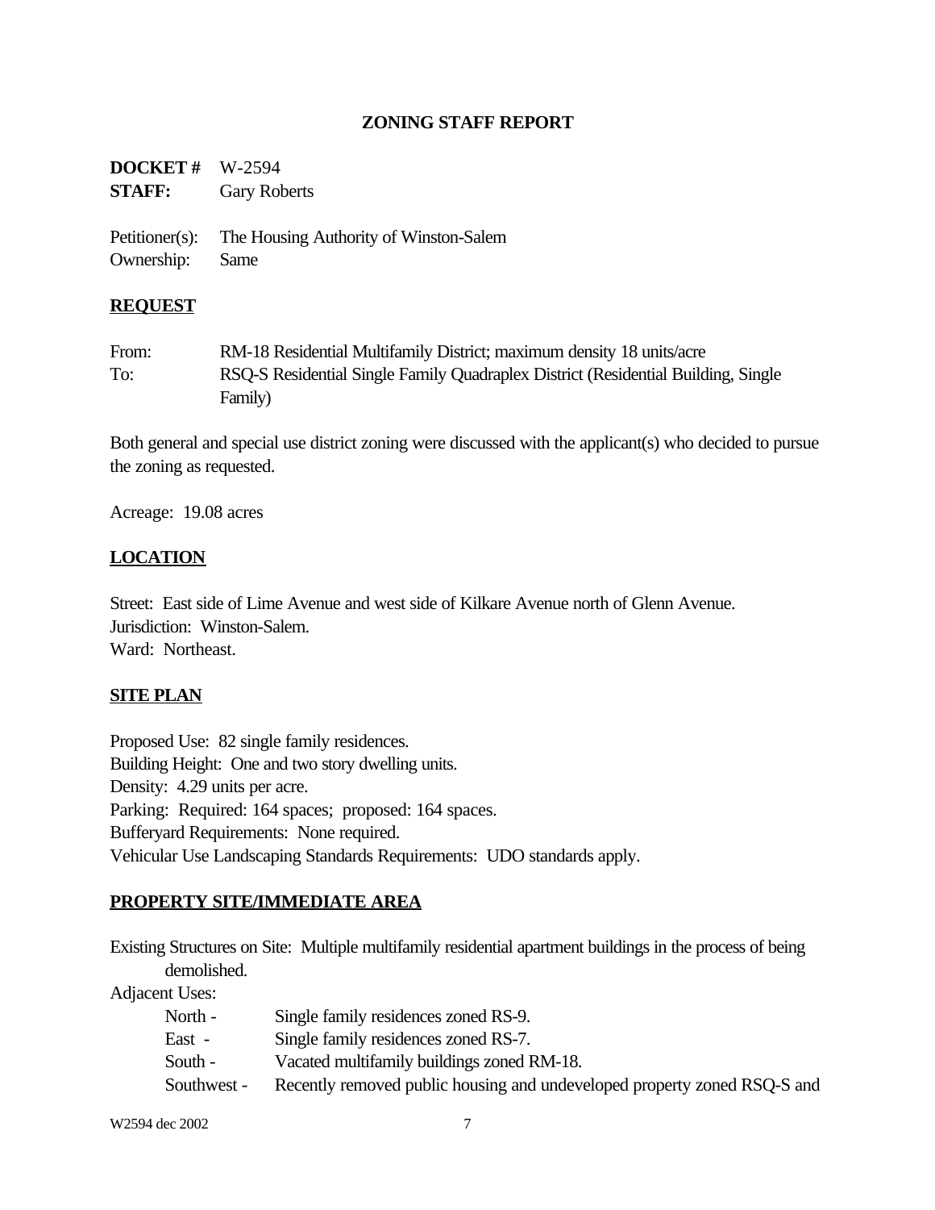## ZONING STAFF REPORT

**DOCKET #** W-2594
**STAFF:** Gary Roberts

Petitioner(s): The Housing Authority of Winston-Salem
Ownership: Same

### REQUEST

From: RM-18 Residential Multifamily District; maximum density 18 units/acre
To: RSQ-S Residential Single Family Quadraplex District (Residential Building, Single Family)

Both general and special use district zoning were discussed with the applicant(s) who decided to pursue the zoning as requested.

Acreage: 19.08 acres

### LOCATION

Street: East side of Lime Avenue and west side of Kilkare Avenue north of Glenn Avenue.
Jurisdiction: Winston-Salem.
Ward: Northeast.

### SITE PLAN

Proposed Use: 82 single family residences.
Building Height: One and two story dwelling units.
Density: 4.29 units per acre.
Parking: Required: 164 spaces; proposed: 164 spaces.
Bufferyard Requirements: None required.
Vehicular Use Landscaping Standards Requirements: UDO standards apply.

### PROPERTY SITE/IMMEDIATE AREA

Existing Structures on Site: Multiple multifamily residential apartment buildings in the process of being demolished.

Adjacent Uses:

- North - Single family residences zoned RS-9.
- East - Single family residences zoned RS-7.
- South - Vacated multifamily buildings zoned RM-18.
- Southwest - Recently removed public housing and undeveloped property zoned RSQ-S and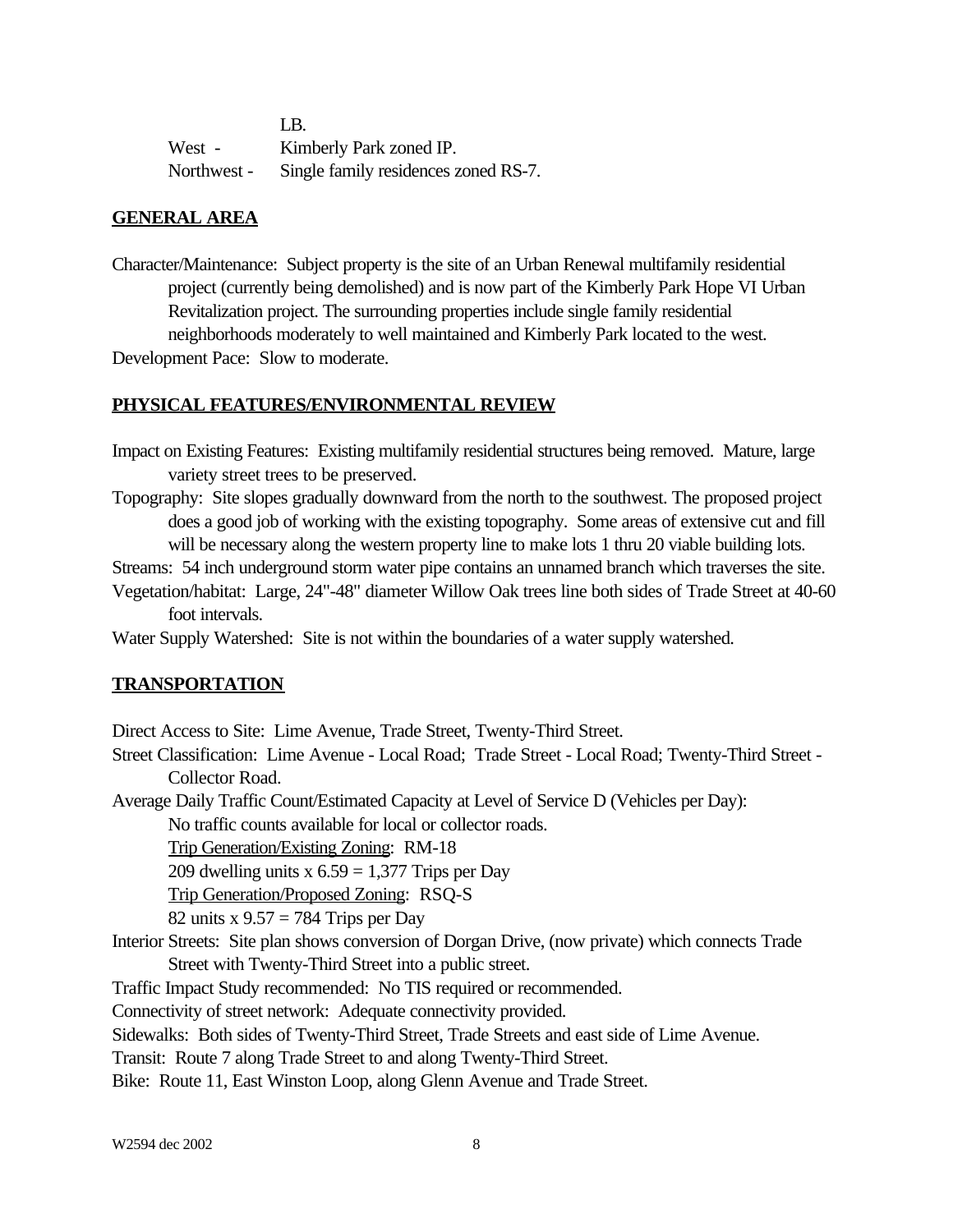LB.

West - Kimberly Park zoned IP.

Northwest - Single family residences zoned RS-7.

**GENERAL AREA**

Character/Maintenance: Subject property is the site of an Urban Renewal multifamily residential project (currently being demolished) and is now part of the Kimberly Park Hope VI Urban Revitalization project. The surrounding properties include single family residential neighborhoods moderately to well maintained and Kimberly Park located to the west.

Development Pace: Slow to moderate.

**PHYSICAL FEATURES/ENVIRONMENTAL REVIEW**

Impact on Existing Features: Existing multifamily residential structures being removed. Mature, large variety street trees to be preserved.

Topography: Site slopes gradually downward from the north to the southwest. The proposed project does a good job of working with the existing topography. Some areas of extensive cut and fill will be necessary along the western property line to make lots 1 thru 20 viable building lots.

Streams: 54 inch underground storm water pipe contains an unnamed branch which traverses the site.

Vegetation/habitat: Large, 24"-48" diameter Willow Oak trees line both sides of Trade Street at 40-60 foot intervals.

Water Supply Watershed: Site is not within the boundaries of a water supply watershed.

**TRANSPORTATION**

Direct Access to Site: Lime Avenue, Trade Street, Twenty-Third Street.

Street Classification: Lime Avenue - Local Road; Trade Street - Local Road; Twenty-Third Street - Collector Road.

Average Daily Traffic Count/Estimated Capacity at Level of Service D (Vehicles per Day):

No traffic counts available for local or collector roads.

Trip Generation/Existing Zoning: RM-18

209 dwelling units x 6.59 = 1,377 Trips per Day

Trip Generation/Proposed Zoning: RSQ-S

82 units x 9.57 = 784 Trips per Day

Interior Streets: Site plan shows conversion of Dorgan Drive, (now private) which connects Trade Street with Twenty-Third Street into a public street.

Traffic Impact Study recommended: No TIS required or recommended.

Connectivity of street network: Adequate connectivity provided.

Sidewalks: Both sides of Twenty-Third Street, Trade Streets and east side of Lime Avenue.

Transit: Route 7 along Trade Street to and along Twenty-Third Street.

Bike: Route 11, East Winston Loop, along Glenn Avenue and Trade Street.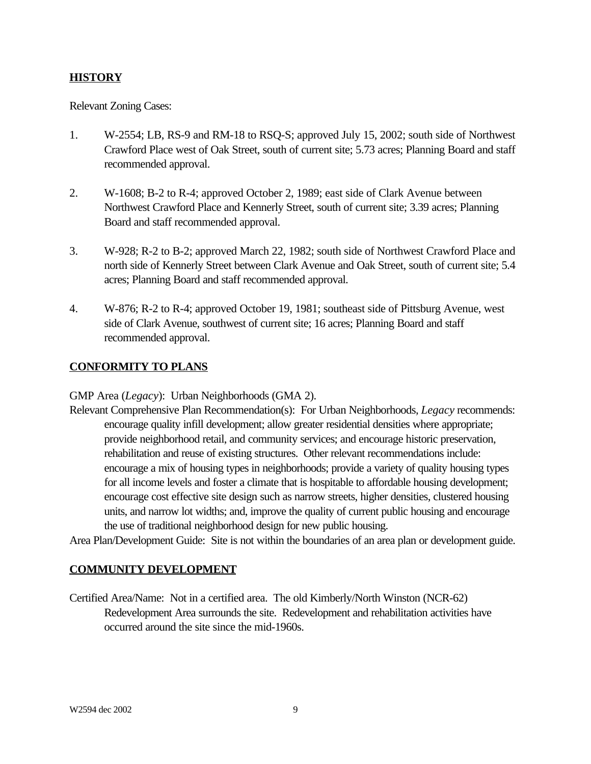## HISTORY

Relevant Zoning Cases:

1. W-2554; LB, RS-9 and RM-18 to RSQ-S; approved July 15, 2002; south side of Northwest Crawford Place west of Oak Street, south of current site; 5.73 acres; Planning Board and staff recommended approval.

2. W-1608; B-2 to R-4; approved October 2, 1989; east side of Clark Avenue between Northwest Crawford Place and Kennerly Street, south of current site; 3.39 acres; Planning Board and staff recommended approval.

3. W-928; R-2 to B-2; approved March 22, 1982; south side of Northwest Crawford Place and north side of Kennerly Street between Clark Avenue and Oak Street, south of current site; 5.4 acres; Planning Board and staff recommended approval.

4. W-876; R-2 to R-4; approved October 19, 1981; southeast side of Pittsburg Avenue, west side of Clark Avenue, southwest of current site; 16 acres; Planning Board and staff recommended approval.

## CONFORMITY TO PLANS

GMP Area (*Legacy*): Urban Neighborhoods (GMA 2).

Relevant Comprehensive Plan Recommendation(s): For Urban Neighborhoods, *Legacy* recommends: encourage quality infill development; allow greater residential densities where appropriate; provide neighborhood retail, and community services; and encourage historic preservation, rehabilitation and reuse of existing structures. Other relevant recommendations include: encourage a mix of housing types in neighborhoods; provide a variety of quality housing types for all income levels and foster a climate that is hospitable to affordable housing development; encourage cost effective site design such as narrow streets, higher densities, clustered housing units, and narrow lot widths; and, improve the quality of current public housing and encourage the use of traditional neighborhood design for new public housing.

Area Plan/Development Guide: Site is not within the boundaries of an area plan or development guide.

## COMMUNITY DEVELOPMENT

Certified Area/Name: Not in a certified area. The old Kimberly/North Winston (NCR-62) Redevelopment Area surrounds the site. Redevelopment and rehabilitation activities have occurred around the site since the mid-1960s.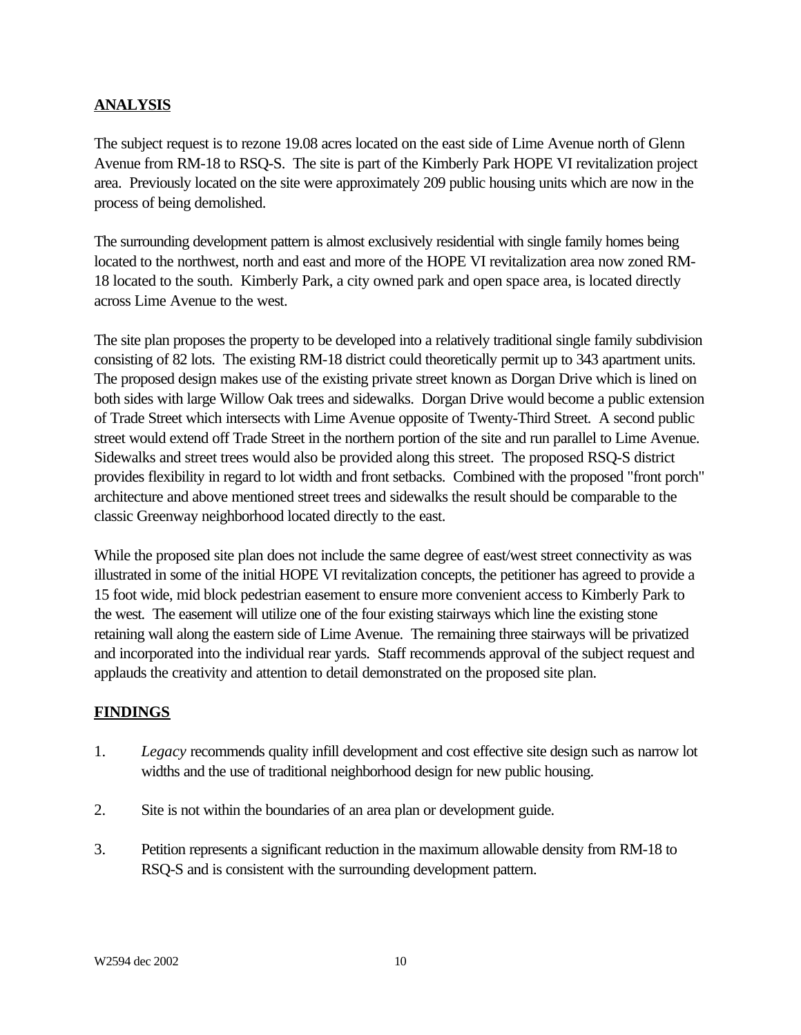## ANALYSIS

The subject request is to rezone 19.08 acres located on the east side of Lime Avenue north of Glenn Avenue from RM-18 to RSQ-S. The site is part of the Kimberly Park HOPE VI revitalization project area. Previously located on the site were approximately 209 public housing units which are now in the process of being demolished.

The surrounding development pattern is almost exclusively residential with single family homes being located to the northwest, north and east and more of the HOPE VI revitalization area now zoned RM-18 located to the south. Kimberly Park, a city owned park and open space area, is located directly across Lime Avenue to the west.

The site plan proposes the property to be developed into a relatively traditional single family subdivision consisting of 82 lots. The existing RM-18 district could theoretically permit up to 343 apartment units. The proposed design makes use of the existing private street known as Dorgan Drive which is lined on both sides with large Willow Oak trees and sidewalks. Dorgan Drive would become a public extension of Trade Street which intersects with Lime Avenue opposite of Twenty-Third Street. A second public street would extend off Trade Street in the northern portion of the site and run parallel to Lime Avenue. Sidewalks and street trees would also be provided along this street. The proposed RSQ-S district provides flexibility in regard to lot width and front setbacks. Combined with the proposed "front porch" architecture and above mentioned street trees and sidewalks the result should be comparable to the classic Greenway neighborhood located directly to the east.

While the proposed site plan does not include the same degree of east/west street connectivity as was illustrated in some of the initial HOPE VI revitalization concepts, the petitioner has agreed to provide a 15 foot wide, mid block pedestrian easement to ensure more convenient access to Kimberly Park to the west. The easement will utilize one of the four existing stairways which line the existing stone retaining wall along the eastern side of Lime Avenue. The remaining three stairways will be privatized and incorporated into the individual rear yards. Staff recommends approval of the subject request and applauds the creativity and attention to detail demonstrated on the proposed site plan.

## FINDINGS

1. *Legacy* recommends quality infill development and cost effective site design such as narrow lot widths and the use of traditional neighborhood design for new public housing.

2. Site is not within the boundaries of an area plan or development guide.

3. Petition represents a significant reduction in the maximum allowable density from RM-18 to RSQ-S and is consistent with the surrounding development pattern.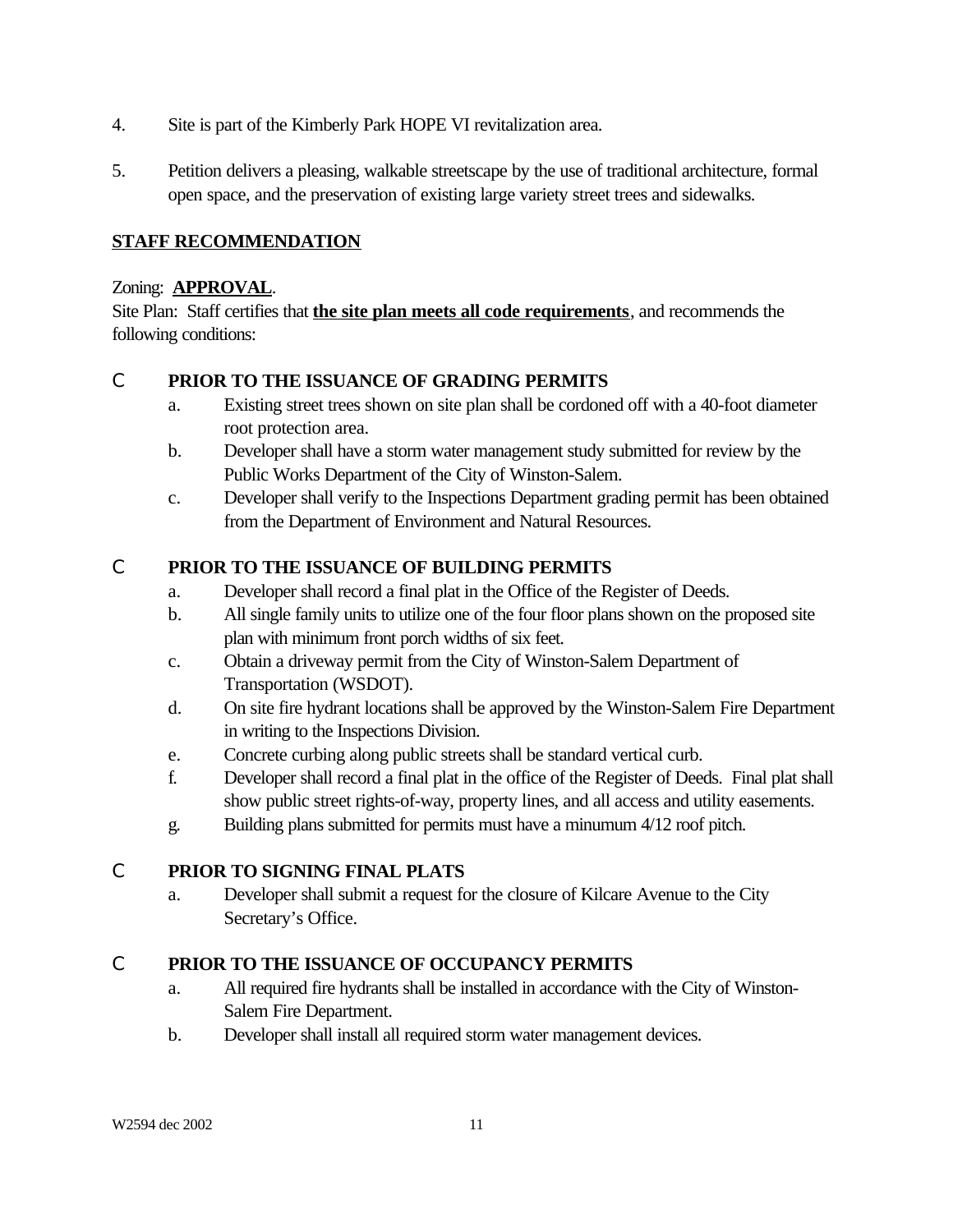4. Site is part of the Kimberly Park HOPE VI revitalization area.

5. Petition delivers a pleasing, walkable streetscape by the use of traditional architecture, formal open space, and the preservation of existing large variety street trees and sidewalks.

## STAFF RECOMMENDATION

Zoning: **APPROVAL**.

Site Plan: Staff certifies that **the site plan meets all code requirements**, and recommends the following conditions:

- **PRIOR TO THE ISSUANCE OF GRADING PERMITS**
  - a. Existing street trees shown on site plan shall be cordoned off with a 40-foot diameter root protection area.
  - b. Developer shall have a storm water management study submitted for review by the Public Works Department of the City of Winston-Salem.
  - c. Developer shall verify to the Inspections Department grading permit has been obtained from the Department of Environment and Natural Resources.

- **PRIOR TO THE ISSUANCE OF BUILDING PERMITS**
  - a. Developer shall record a final plat in the Office of the Register of Deeds.
  - b. All single family units to utilize one of the four floor plans shown on the proposed site plan with minimum front porch widths of six feet.
  - c. Obtain a driveway permit from the City of Winston-Salem Department of Transportation (WSDOT).
  - d. On site fire hydrant locations shall be approved by the Winston-Salem Fire Department in writing to the Inspections Division.
  - e. Concrete curbing along public streets shall be standard vertical curb.
  - f. Developer shall record a final plat in the office of the Register of Deeds. Final plat shall show public street rights-of-way, property lines, and all access and utility easements.
  - g. Building plans submitted for permits must have a minumum 4/12 roof pitch.

- **PRIOR TO SIGNING FINAL PLATS**
  - a. Developer shall submit a request for the closure of Kilcare Avenue to the City Secretary's Office.

- **PRIOR TO THE ISSUANCE OF OCCUPANCY PERMITS**
  - a. All required fire hydrants shall be installed in accordance with the City of Winston-Salem Fire Department.
  - b. Developer shall install all required storm water management devices.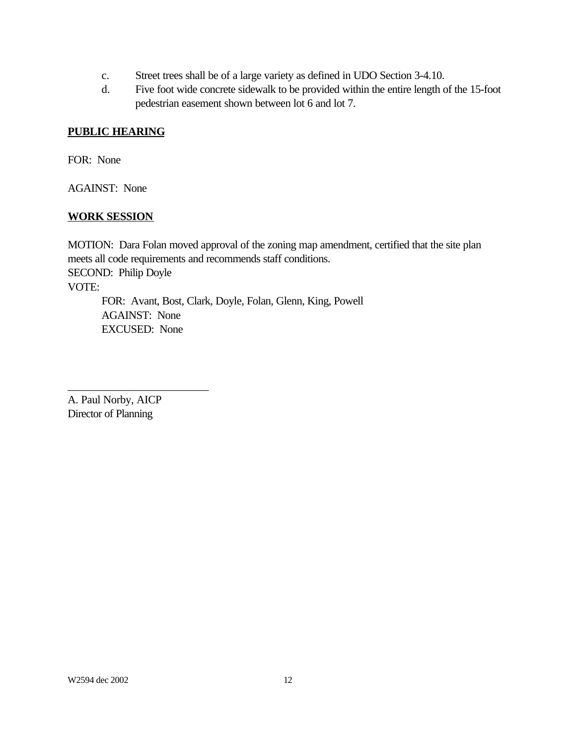c. Street trees shall be of a large variety as defined in UDO Section 3-4.10.
d. Five foot wide concrete sidewalk to be provided within the entire length of the 15-foot pedestrian easement shown between lot 6 and lot 7.

**PUBLIC HEARING**

FOR: None

AGAINST: None

**WORK SESSION**

MOTION: Dara Folan moved approval of the zoning map amendment, certified that the site plan meets all code requirements and recommends staff conditions.
SECOND: Philip Doyle
VOTE:
FOR: Avant, Bost, Clark, Doyle, Folan, Glenn, King, Powell
AGAINST: None
EXCUSED: None

\_\_\_\_\_\_\_\_\_\_\_\_\_\_\_\_\_\_\_\_\_\_\_\_\_\_

A. Paul Norby, AICP
Director of Planning